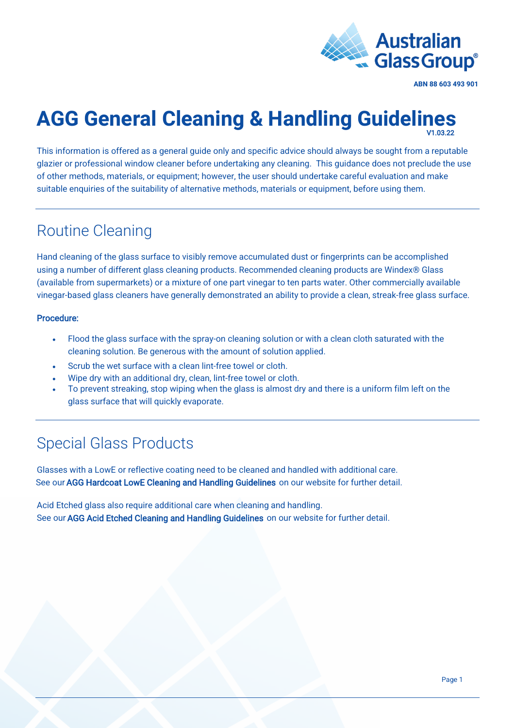Australian Glass Group®

ABN 88 603 493 901

# AGG General Cleaning & Handling Guidelines

V1.03.22

This information is offered as a general guide only and specific advice should always be sought from a reputable glazier or professional window cleaner before undertaking any cleaning. This guidance does not preclude the use of other methods, materials, or equipment; however, the user should undertake careful evaluation and make suitable enquiries of the suitability of alternative methods, materials or equipment, before using them.

## Routine Cleaning

Hand cleaning of the glass surface to visibly remove accumulated dust or fingerprints can be accomplished using a number of different glass cleaning products. Recommended cleaning products are Windex® Glass (available from supermarkets) or a mixture of one part vinegar to ten parts water. Other commercially available vinegar-based glass cleaners have generally demonstrated an ability to provide a clean, streak-free glass surface.

**Procedure:**

- Flood the glass surface with the spray-on cleaning solution or with a clean cloth saturated with the cleaning solution. Be generous with the amount of solution applied.
- Scrub the wet surface with a clean lint-free towel or cloth.
- Wipe dry with an additional dry, clean, lint-free towel or cloth.
- To prevent streaking, stop wiping when the glass is almost dry and there is a uniform film left on the glass surface that will quickly evaporate.

## Special Glass Products

Glasses with a LowE or reflective coating need to be cleaned and handled with additional care. See our AGG Hardcoat LowE Cleaning and Handling Guidelines on our website for further detail.

Acid Etched glass also require additional care when cleaning and handling. See our AGG Acid Etched Cleaning and Handling Guidelines on our website for further detail.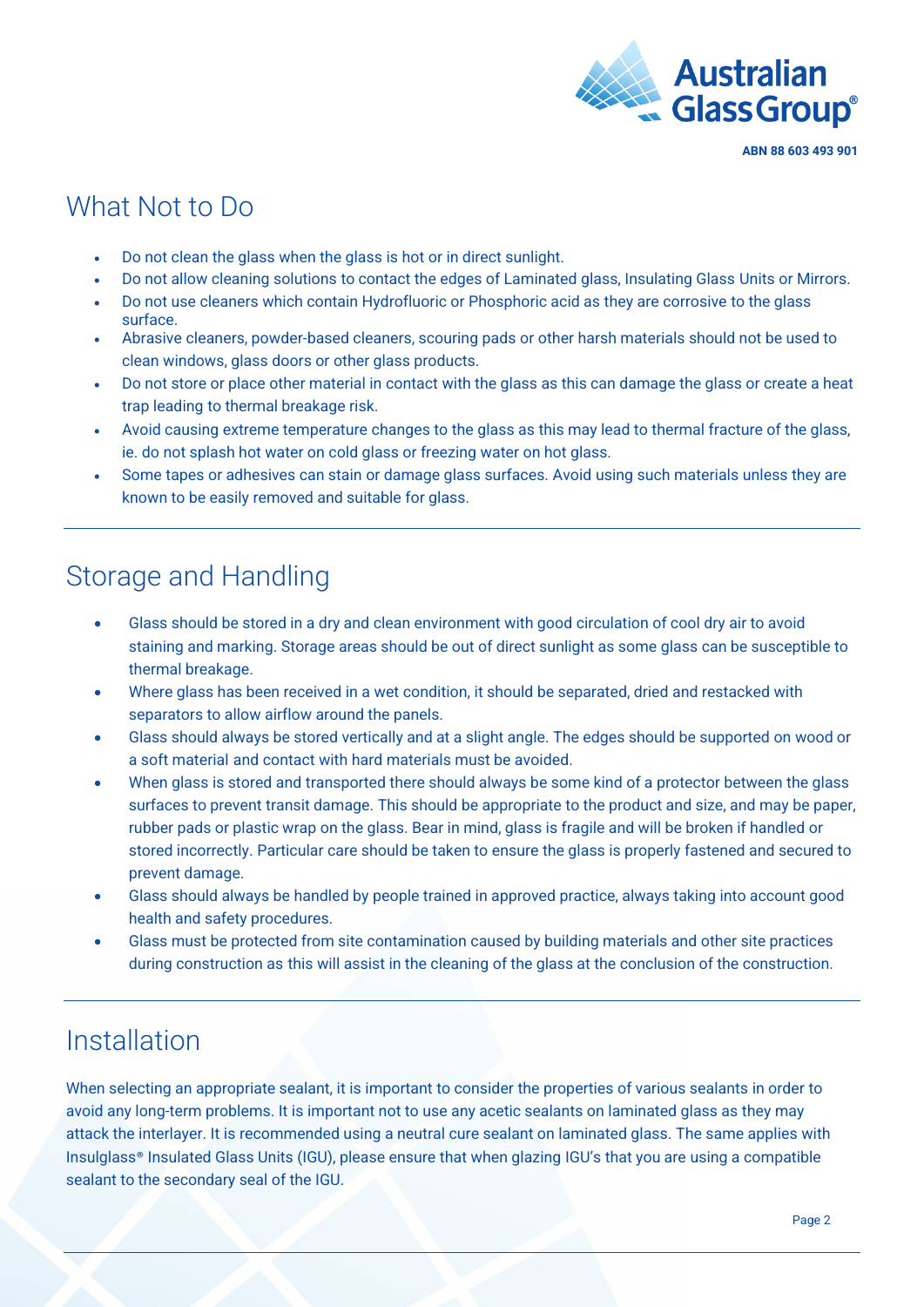## What Not to Do

- Do not clean the glass when the glass is hot or in direct sunlight.
- Do not allow cleaning solutions to contact the edges of Laminated glass, Insulating Glass Units or Mirrors.
- Do not use cleaners which contain Hydrofluoric or Phosphoric acid as they are corrosive to the glass surface.
- Abrasive cleaners, powder-based cleaners, scouring pads or other harsh materials should not be used to clean windows, glass doors or other glass products.
- Do not store or place other material in contact with the glass as this can damage the glass or create a heat trap leading to thermal breakage risk.
- Avoid causing extreme temperature changes to the glass as this may lead to thermal fracture of the glass, ie. do not splash hot water on cold glass or freezing water on hot glass.
- Some tapes or adhesives can stain or damage glass surfaces. Avoid using such materials unless they are known to be easily removed and suitable for glass.

## Storage and Handling

- Glass should be stored in a dry and clean environment with good circulation of cool dry air to avoid staining and marking. Storage areas should be out of direct sunlight as some glass can be susceptible to thermal breakage.
- Where glass has been received in a wet condition, it should be separated, dried and restacked with separators to allow airflow around the panels.
- Glass should always be stored vertically and at a slight angle. The edges should be supported on wood or a soft material and contact with hard materials must be avoided.
- When glass is stored and transported there should always be some kind of a protector between the glass surfaces to prevent transit damage. This should be appropriate to the product and size, and may be paper, rubber pads or plastic wrap on the glass. Bear in mind, glass is fragile and will be broken if handled or stored incorrectly. Particular care should be taken to ensure the glass is properly fastened and secured to prevent damage.
- Glass should always be handled by people trained in approved practice, always taking into account good health and safety procedures.
- Glass must be protected from site contamination caused by building materials and other site practices during construction as this will assist in the cleaning of the glass at the conclusion of the construction.

## Installation

When selecting an appropriate sealant, it is important to consider the properties of various sealants in order to avoid any long-term problems. It is important not to use any acetic sealants on laminated glass as they may attack the interlayer. It is recommended using a neutral cure sealant on laminated glass. The same applies with Insulglass® Insulated Glass Units (IGU), please ensure that when glazing IGU's that you are using a compatible sealant to the secondary seal of the IGU.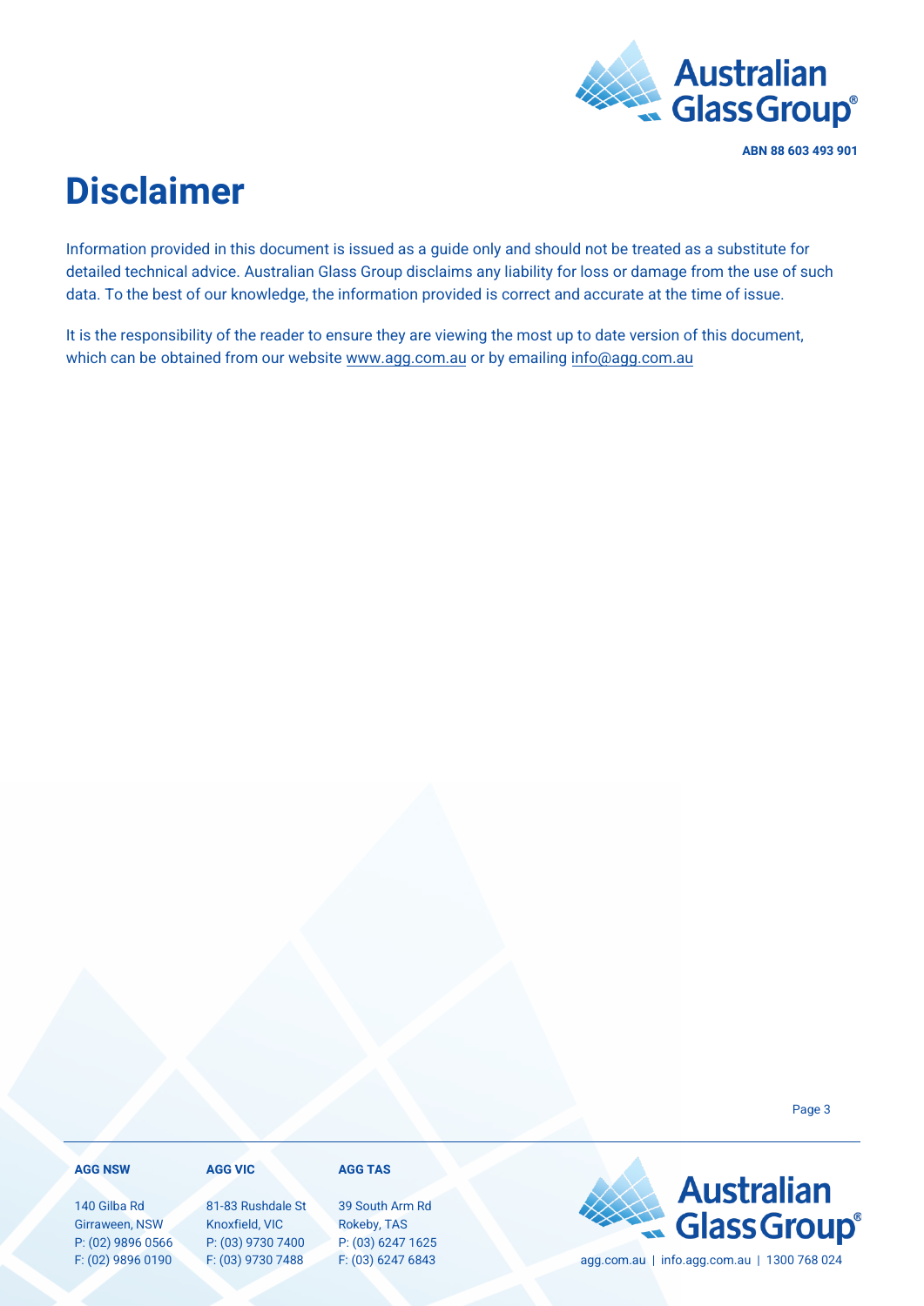# Disclaimer

Information provided in this document is issued as a guide only and should not be treated as a substitute for detailed technical advice. Australian Glass Group disclaims any liability for loss or damage from the use of such data. To the best of our knowledge, the information provided is correct and accurate at the time of issue.

It is the responsibility of the reader to ensure they are viewing the most up to date version of this document, which can be obtained from our website www.agg.com.au or by emailing info@agg.com.au